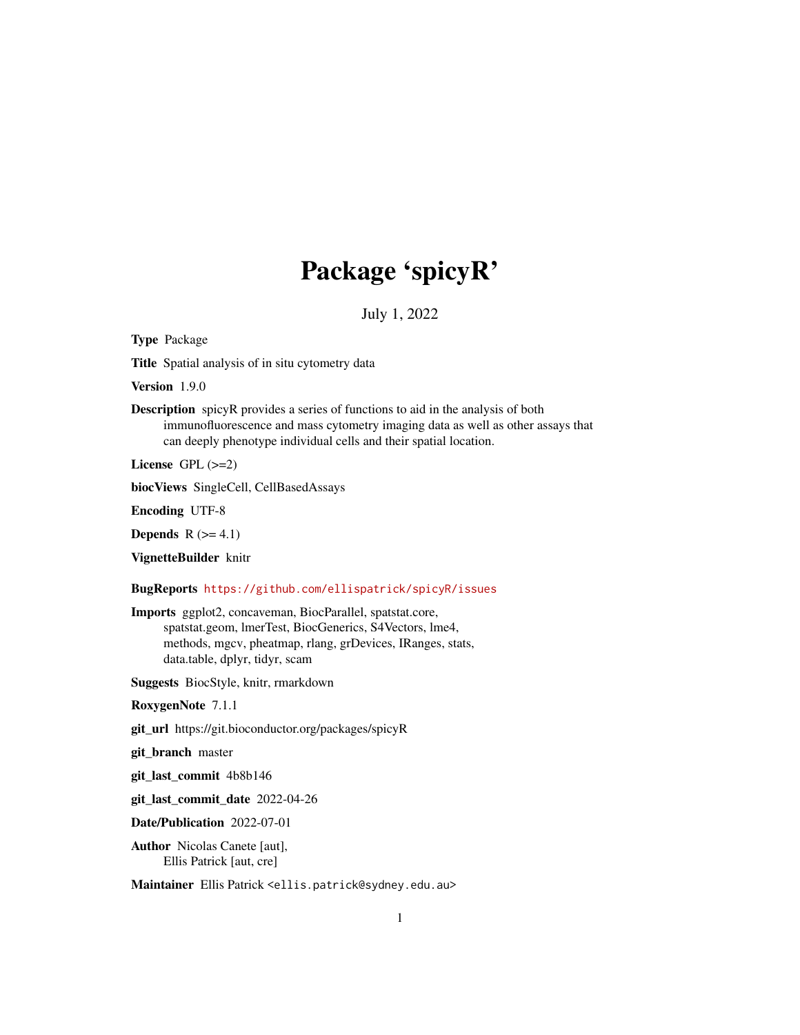# Package 'spicyR'

July 1, 2022

**Type** Package

**Title** Spatial analysis of in situ cytometry data

**Version** 1.9.0

**Description** spicyR provides a series of functions to aid in the analysis of both immunofluorescence and mass cytometry imaging data as well as other assays that can deeply phenotype individual cells and their spatial location.

**License** GPL (>=2)

**biocViews** SingleCell, CellBasedAssays

**Encoding** UTF-8

**Depends** R (>= 4.1)

**VignetteBuilder** knitr

**BugReports** https://github.com/ellispatrick/spicyR/issues

**Imports** ggplot2, concaveman, BiocParallel, spatstat.core, spatstat.geom, lmerTest, BiocGenerics, S4Vectors, lme4, methods, mgcv, pheatmap, rlang, grDevices, IRanges, stats, data.table, dplyr, tidyr, scam

**Suggests** BiocStyle, knitr, rmarkdown

**RoxygenNote** 7.1.1

**git_url** https://git.bioconductor.org/packages/spicyR

**git_branch** master

**git_last_commit** 4b8b146

**git_last_commit_date** 2022-04-26

**Date/Publication** 2022-07-01

**Author** Nicolas Canete [aut], Ellis Patrick [aut, cre]

**Maintainer** Ellis Patrick <ellis.patrick@sydney.edu.au>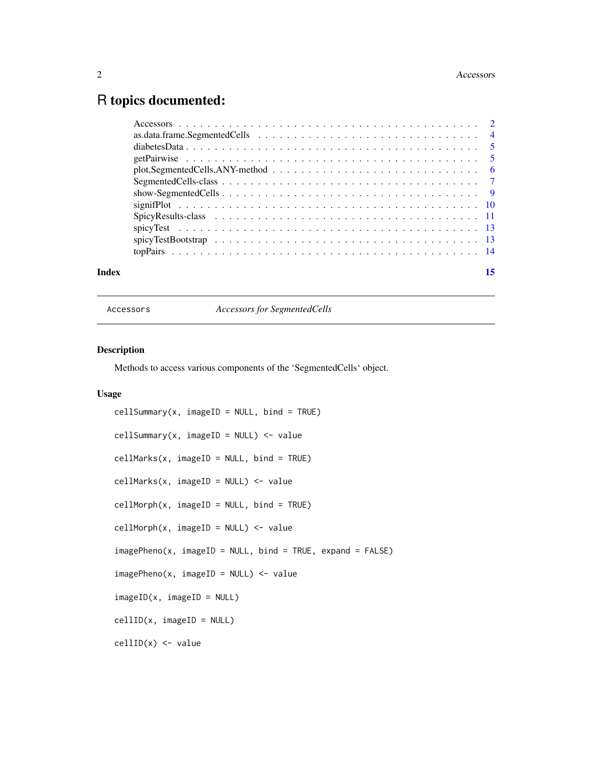# R topics documented:

| | |
|---|---|
| Accessors | 2 |
| as.data.frame.SegmentedCells | 4 |
| diabetesData | 5 |
| getPairwise | 5 |
| plot,SegmentedCells,ANY-method | 6 |
| SegmentedCells-class | 7 |
| show-SegmentedCells | 9 |
| signifPlot | 10 |
| SpicyResults-class | 11 |
| spicyTest | 13 |
| spicyTestBootstrap | 13 |
| topPairs | 14 |
| **Index** | **15** |

---

`Accessors` *Accessors for SegmentedCells*

---

## Description

Methods to access various components of the 'SegmentedCells' object.

## Usage

```
cellSummary(x, imageID = NULL, bind = TRUE)

cellSummary(x, imageID = NULL) <- value

cellMarks(x, imageID = NULL, bind = TRUE)

cellMarks(x, imageID = NULL) <- value

cellMorph(x, imageID = NULL, bind = TRUE)

cellMorph(x, imageID = NULL) <- value

imagePheno(x, imageID = NULL, bind = TRUE, expand = FALSE)

imagePheno(x, imageID = NULL) <- value

imageID(x, imageID = NULL)

cellID(x, imageID = NULL)

cellID(x) <- value
```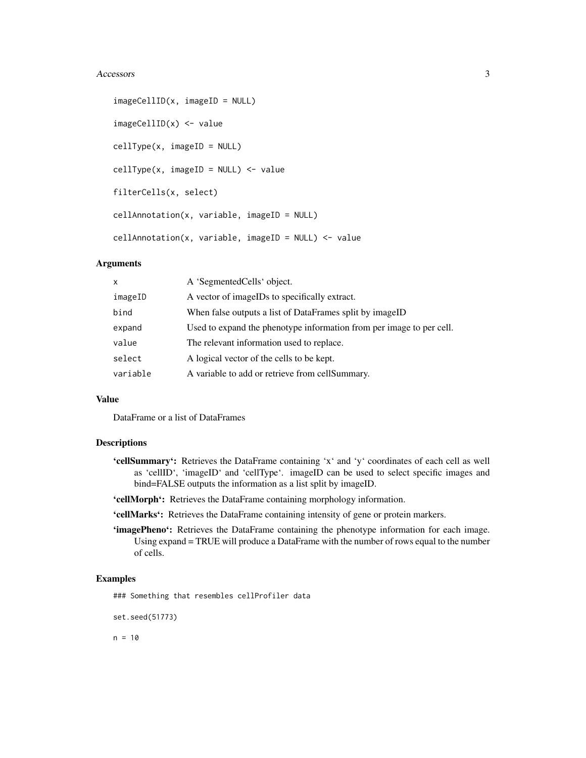```
imageCellID(x, imageID = NULL)

imageCellID(x) <- value

cellType(x, imageID = NULL)

cellType(x, imageID = NULL) <- value

filterCells(x, select)

cellAnnotation(x, variable, imageID = NULL)

cellAnnotation(x, variable, imageID = NULL) <- value
```

## Arguments

| | |
|---|---|
| x | A 'SegmentedCells' object. |
| imageID | A vector of imageIDs to specifically extract. |
| bind | When false outputs a list of DataFrames split by imageID |
| expand | Used to expand the phenotype information from per image to per cell. |
| value | The relevant information used to replace. |
| select | A logical vector of the cells to be kept. |
| variable | A variable to add or retrieve from cellSummary. |

## Value

DataFrame or a list of DataFrames

## Descriptions

**'cellSummary':** Retrieves the DataFrame containing 'x' and 'y' coordinates of each cell as well as 'cellID', 'imageID' and 'cellType'. imageID can be used to select specific images and bind=FALSE outputs the information as a list split by imageID.

**'cellMorph':** Retrieves the DataFrame containing morphology information.

**'cellMarks':** Retrieves the DataFrame containing intensity of gene or protein markers.

**'imagePheno':** Retrieves the DataFrame containing the phenotype information for each image. Using expand = TRUE will produce a DataFrame with the number of rows equal to the number of cells.

## Examples

```
### Something that resembles cellProfiler data

set.seed(51773)

n = 10
```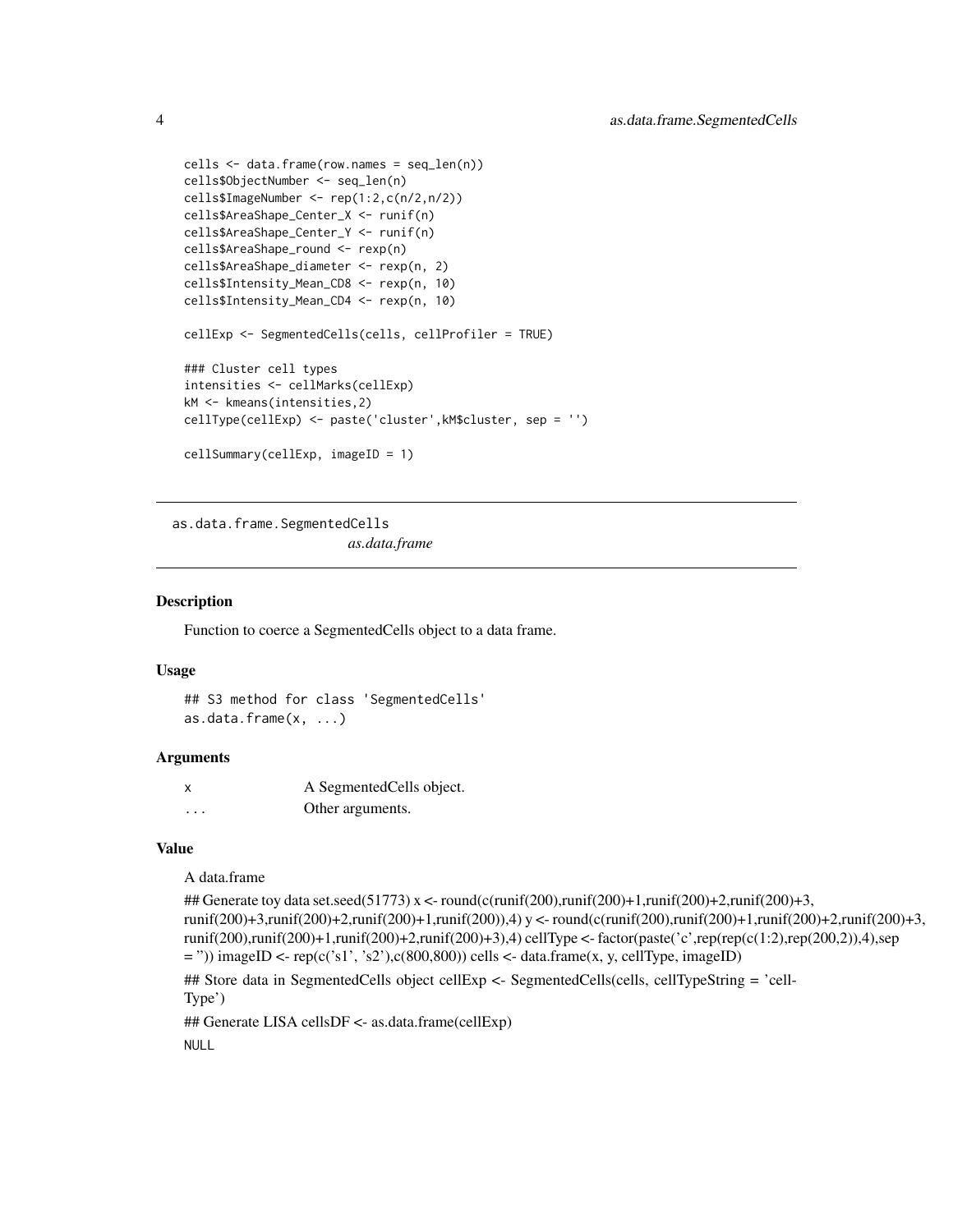```
cells <- data.frame(row.names = seq_len(n))
cells$ObjectNumber <- seq_len(n)
cells$ImageNumber <- rep(1:2,c(n/2,n/2))
cells$AreaShape_Center_X <- runif(n)
cells$AreaShape_Center_Y <- runif(n)
cells$AreaShape_round <- rexp(n)
cells$AreaShape_diameter <- rexp(n, 2)
cells$Intensity_Mean_CD8 <- rexp(n, 10)
cells$Intensity_Mean_CD4 <- rexp(n, 10)

cellExp <- SegmentedCells(cells, cellProfiler = TRUE)

### Cluster cell types
intensities <- cellMarks(cellExp)
kM <- kmeans(intensities,2)
cellType(cellExp) <- paste('cluster',kM$cluster, sep = '')

cellSummary(cellExp, imageID = 1)
```

---

## as.data.frame.SegmentedCells

*as.data.frame*

---

### Description

Function to coerce a SegmentedCells object to a data frame.

### Usage

```
## S3 method for class 'SegmentedCells'
as.data.frame(x, ...)
```

### Arguments

| | |
|---|---|
| `x` | A SegmentedCells object. |
| `...` | Other arguments. |

### Value

A data.frame

## Generate toy data set.seed(51773) x <- round(c(runif(200),runif(200)+1,runif(200)+2,runif(200)+3, runif(200)+3,runif(200)+2,runif(200)+1,runif(200)),4) y <- round(c(runif(200),runif(200)+1,runif(200)+2,runif(200)+3, runif(200),runif(200)+1,runif(200)+2,runif(200)+3),4) cellType <- factor(paste('c',rep(rep(c(1:2),rep(200,2)),4),sep = '')) imageID <- rep(c('s1', 's2'),c(800,800)) cells <- data.frame(x, y, cellType, imageID)

## Store data in SegmentedCells object cellExp <- SegmentedCells(cells, cellTypeString = 'cellType')

## Generate LISA cellsDF <- as.data.frame(cellExp)

NULL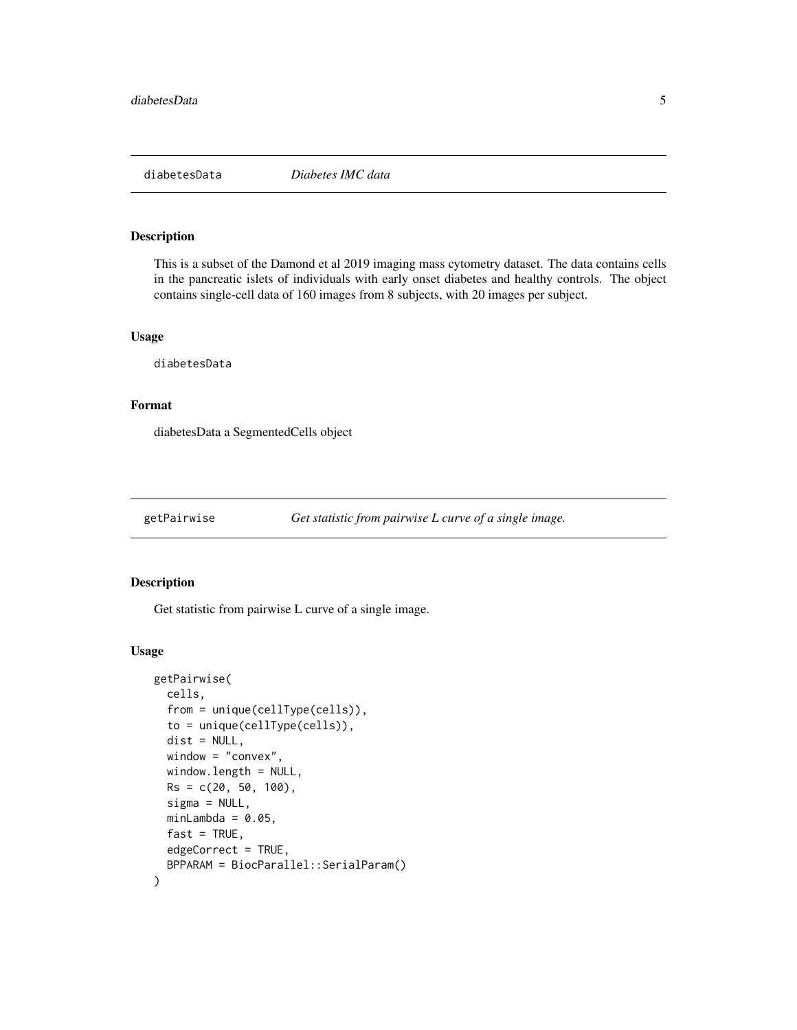## diabetesData *Diabetes IMC data*

### Description

This is a subset of the Damond et al 2019 imaging mass cytometry dataset. The data contains cells in the pancreatic islets of individuals with early onset diabetes and healthy controls. The object contains single-cell data of 160 images from 8 subjects, with 20 images per subject.

### Usage

```
diabetesData
```

### Format

diabetesData a SegmentedCells object

## getPairwise *Get statistic from pairwise L curve of a single image.*

### Description

Get statistic from pairwise L curve of a single image.

### Usage

```
getPairwise(
  cells,
  from = unique(cellType(cells)),
  to = unique(cellType(cells)),
  dist = NULL,
  window = "convex",
  window.length = NULL,
  Rs = c(20, 50, 100),
  sigma = NULL,
  minLambda = 0.05,
  fast = TRUE,
  edgeCorrect = TRUE,
  BPPARAM = BiocParallel::SerialParam()
)
```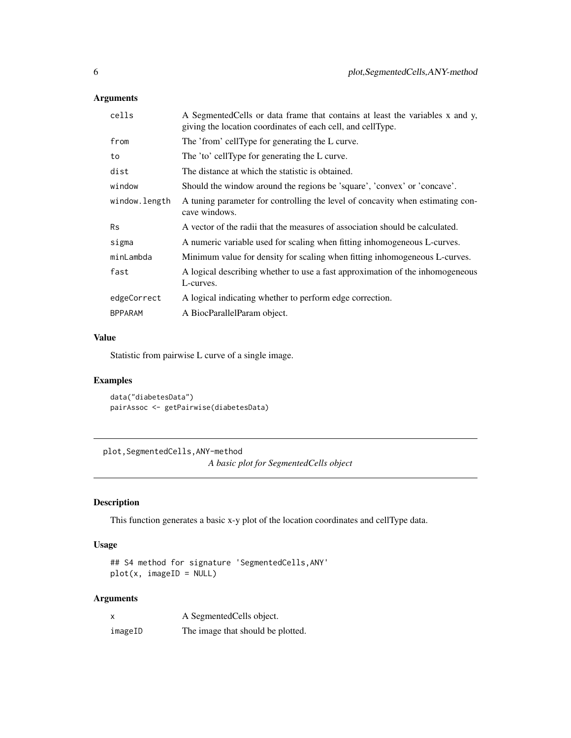## Arguments

| | |
|---|---|
| `cells` | A SegmentedCells or data frame that contains at least the variables x and y, giving the location coordinates of each cell, and cellType. |
| `from` | The 'from' cellType for generating the L curve. |
| `to` | The 'to' cellType for generating the L curve. |
| `dist` | The distance at which the statistic is obtained. |
| `window` | Should the window around the regions be 'square', 'convex' or 'concave'. |
| `window.length` | A tuning parameter for controlling the level of concavity when estimating concave windows. |
| `Rs` | A vector of the radii that the measures of association should be calculated. |
| `sigma` | A numeric variable used for scaling when fitting inhomogeneous L-curves. |
| `minLambda` | Minimum value for density for scaling when fitting inhomogeneous L-curves. |
| `fast` | A logical describing whether to use a fast approximation of the inhomogeneous L-curves. |
| `edgeCorrect` | A logical indicating whether to perform edge correction. |
| `BPPARAM` | A BiocParallelParam object. |

## Value

Statistic from pairwise L curve of a single image.

## Examples

```
data("diabetesData")
pairAssoc <- getPairwise(diabetesData)
```

---

# plot,SegmentedCells,ANY-method

*A basic plot for SegmentedCells object*

## Description

This function generates a basic x-y plot of the location coordinates and cellType data.

## Usage

```
## S4 method for signature 'SegmentedCells,ANY'
plot(x, imageID = NULL)
```

## Arguments

| | |
|---|---|
| `x` | A SegmentedCells object. |
| `imageID` | The image that should be plotted. |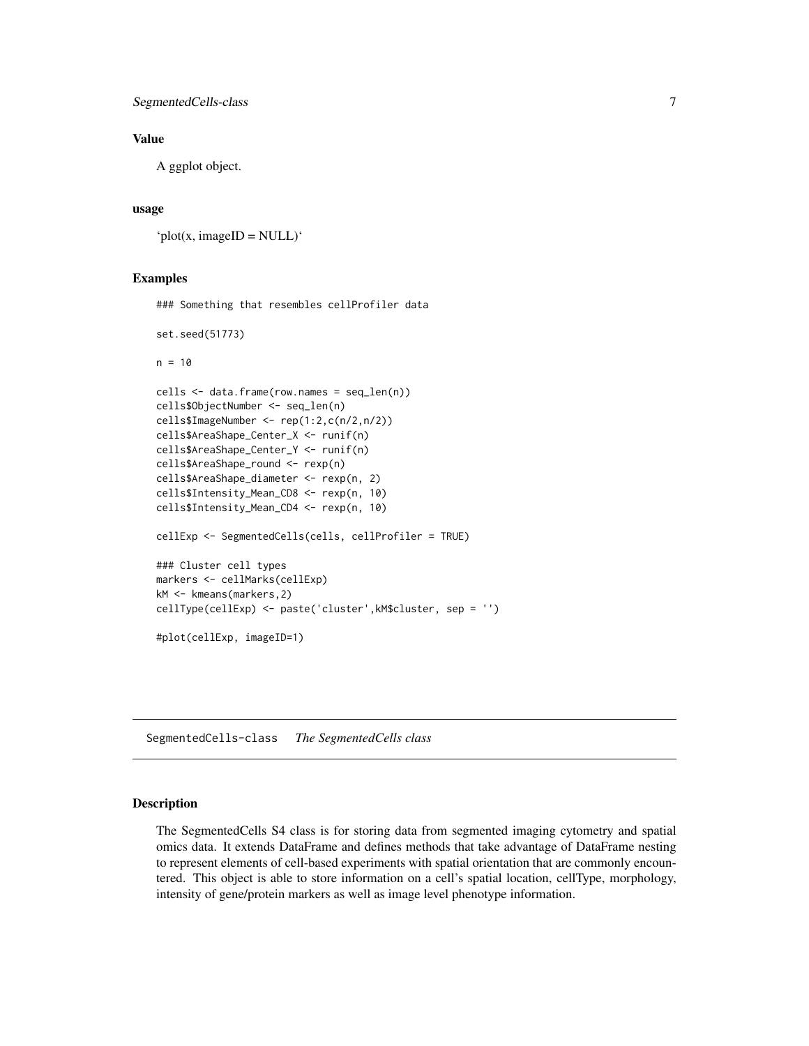### Value

A ggplot object.

### usage

'plot(x, imageID = NULL)'

### Examples

```
### Something that resembles cellProfiler data

set.seed(51773)

n = 10

cells <- data.frame(row.names = seq_len(n))
cells$ObjectNumber <- seq_len(n)
cells$ImageNumber <- rep(1:2,c(n/2,n/2))
cells$AreaShape_Center_X <- runif(n)
cells$AreaShape_Center_Y <- runif(n)
cells$AreaShape_round <- rexp(n)
cells$AreaShape_diameter <- rexp(n, 2)
cells$Intensity_Mean_CD8 <- rexp(n, 10)
cells$Intensity_Mean_CD4 <- rexp(n, 10)

cellExp <- SegmentedCells(cells, cellProfiler = TRUE)

### Cluster cell types
markers <- cellMarks(cellExp)
kM <- kmeans(markers,2)
cellType(cellExp) <- paste('cluster',kM$cluster, sep = '')

#plot(cellExp, imageID=1)
```

## SegmentedCells-class *The SegmentedCells class*

### Description

The SegmentedCells S4 class is for storing data from segmented imaging cytometry and spatial omics data. It extends DataFrame and defines methods that take advantage of DataFrame nesting to represent elements of cell-based experiments with spatial orientation that are commonly encountered. This object is able to store information on a cell's spatial location, cellType, morphology, intensity of gene/protein markers as well as image level phenotype information.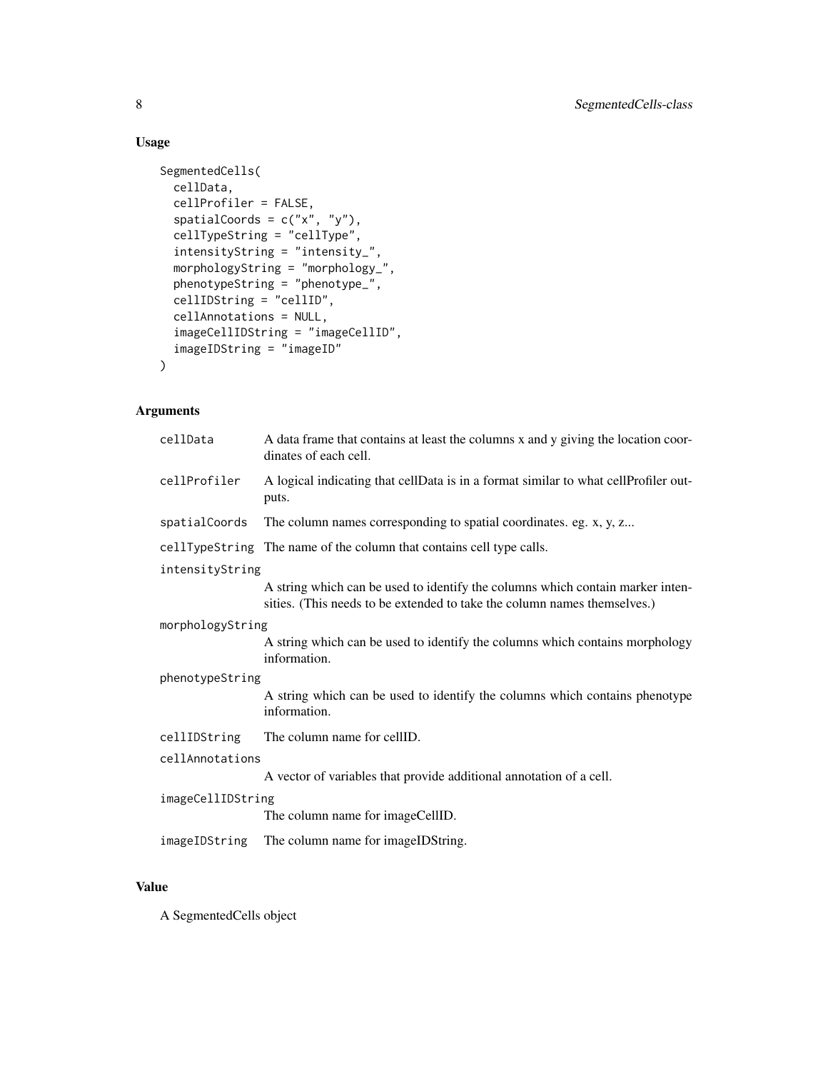## Usage

```
SegmentedCells(
  cellData,
  cellProfiler = FALSE,
  spatialCoords = c("x", "y"),
  cellTypeString = "cellType",
  intensityString = "intensity_",
  morphologyString = "morphology_",
  phenotypeString = "phenotype_",
  cellIDString = "cellID",
  cellAnnotations = NULL,
  imageCellIDString = "imageCellID",
  imageIDString = "imageID"
)
```

## Arguments

| Argument | Description |
|---|---|
| `cellData` | A data frame that contains at least the columns x and y giving the location coordinates of each cell. |
| `cellProfiler` | A logical indicating that cellData is in a format similar to what cellProfiler outputs. |
| `spatialCoords` | The column names corresponding to spatial coordinates. eg. x, y, z... |
| `cellTypeString` | The name of the column that contains cell type calls. |
| `intensityString` | A string which can be used to identify the columns which contain marker intensities. (This needs to be extended to take the column names themselves.) |
| `morphologyString` | A string which can be used to identify the columns which contains morphology information. |
| `phenotypeString` | A string which can be used to identify the columns which contains phenotype information. |
| `cellIDString` | The column name for cellID. |
| `cellAnnotations` | A vector of variables that provide additional annotation of a cell. |
| `imageCellIDString` | The column name for imageCellID. |
| `imageIDString` | The column name for imageIDString. |

## Value

A SegmentedCells object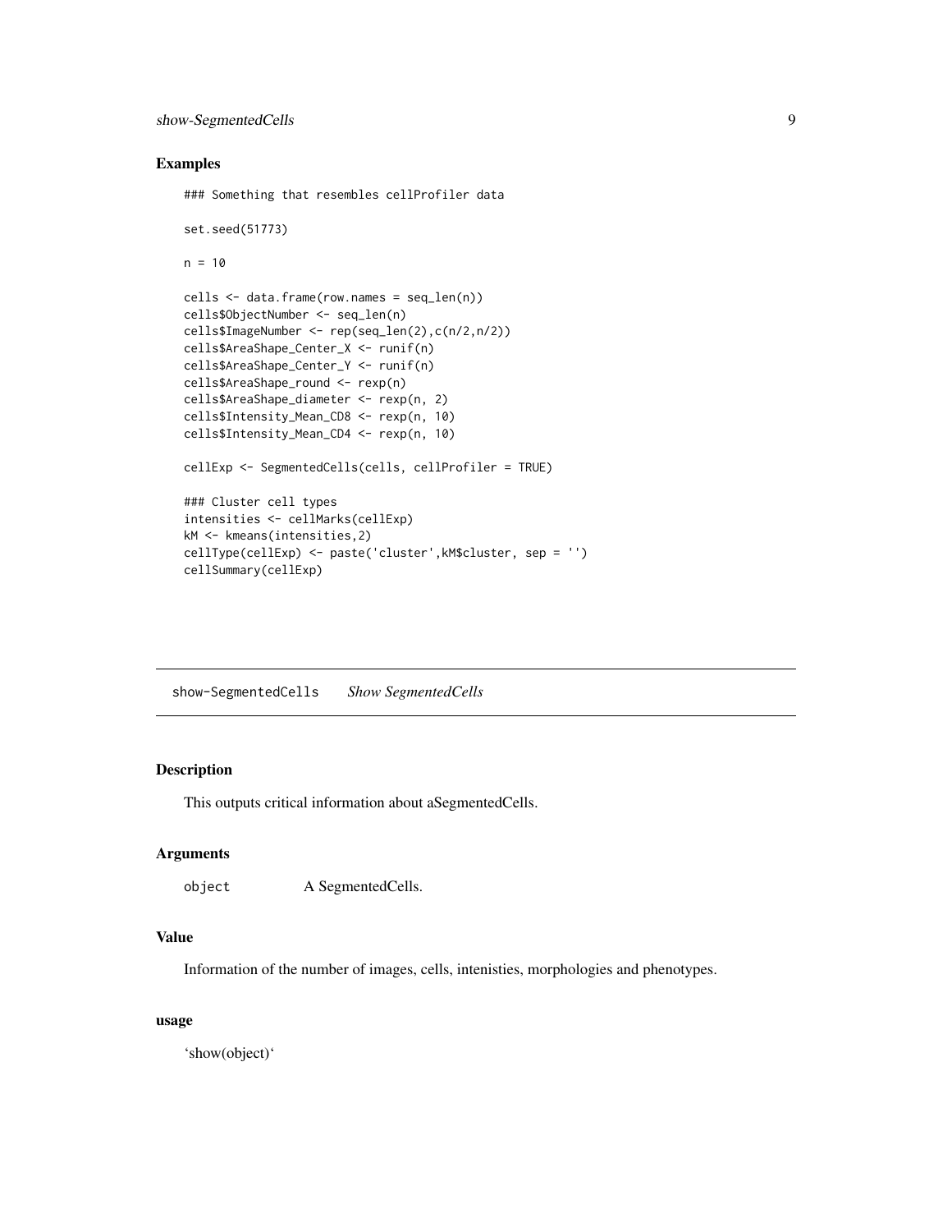## Examples

```
### Something that resembles cellProfiler data

set.seed(51773)

n = 10

cells <- data.frame(row.names = seq_len(n))
cells$ObjectNumber <- seq_len(n)
cells$ImageNumber <- rep(seq_len(2),c(n/2,n/2))
cells$AreaShape_Center_X <- runif(n)
cells$AreaShape_Center_Y <- runif(n)
cells$AreaShape_round <- rexp(n)
cells$AreaShape_diameter <- rexp(n, 2)
cells$Intensity_Mean_CD8 <- rexp(n, 10)
cells$Intensity_Mean_CD4 <- rexp(n, 10)

cellExp <- SegmentedCells(cells, cellProfiler = TRUE)

### Cluster cell types
intensities <- cellMarks(cellExp)
kM <- kmeans(intensities,2)
cellType(cellExp) <- paste('cluster',kM$cluster, sep = '')
cellSummary(cellExp)
```

---

# show-SegmentedCells *Show SegmentedCells*

## Description

This outputs critical information about aSegmentedCells.

## Arguments

| | |
|---|---|
| object | A SegmentedCells. |

## Value

Information of the number of images, cells, intenisties, morphologies and phenotypes.

### usage

'show(object)'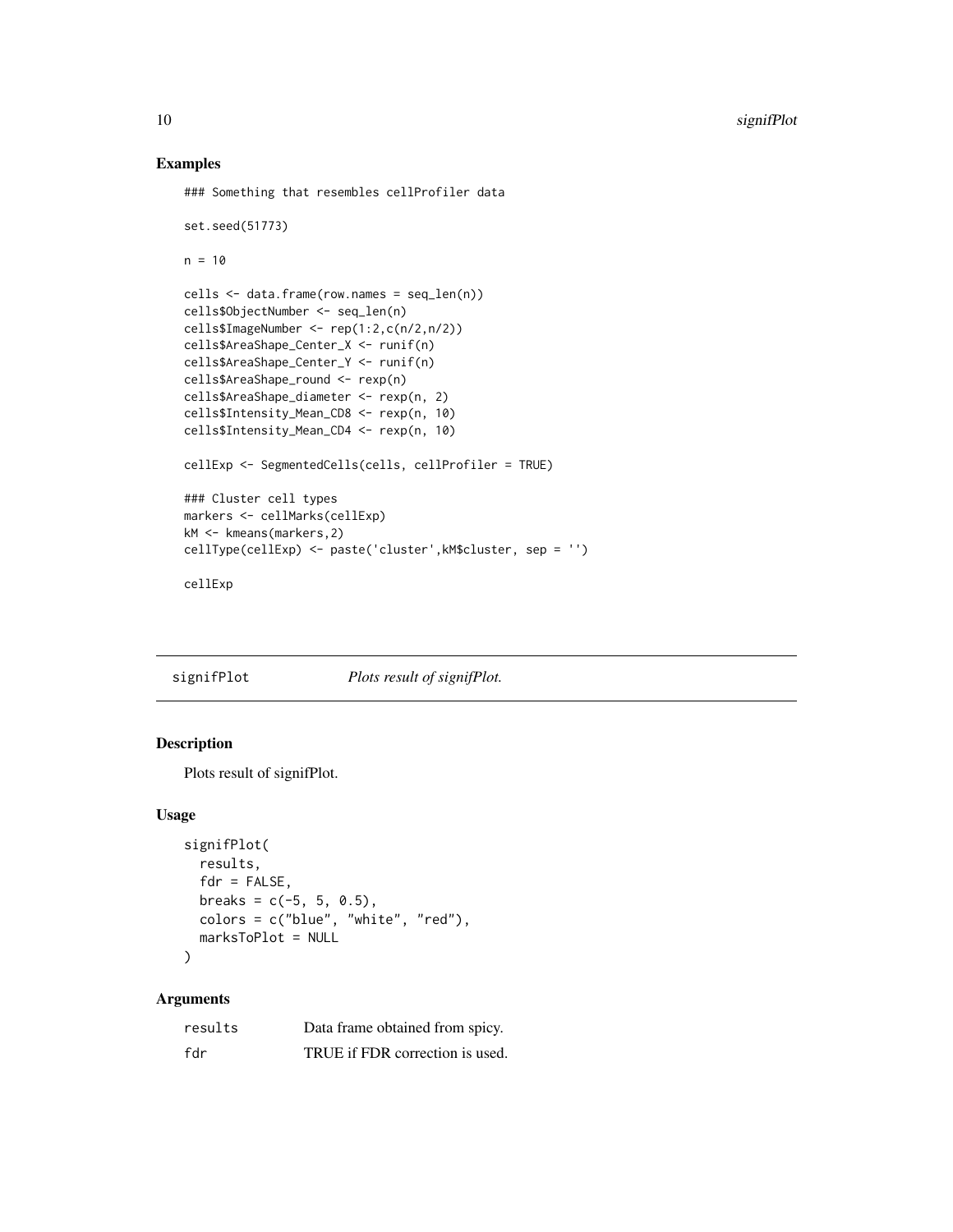## Examples

```
### Something that resembles cellProfiler data

set.seed(51773)

n = 10

cells <- data.frame(row.names = seq_len(n))
cells$ObjectNumber <- seq_len(n)
cells$ImageNumber <- rep(1:2,c(n/2,n/2))
cells$AreaShape_Center_X <- runif(n)
cells$AreaShape_Center_Y <- runif(n)
cells$AreaShape_round <- rexp(n)
cells$AreaShape_diameter <- rexp(n, 2)
cells$Intensity_Mean_CD8 <- rexp(n, 10)
cells$Intensity_Mean_CD4 <- rexp(n, 10)

cellExp <- SegmentedCells(cells, cellProfiler = TRUE)

### Cluster cell types
markers <- cellMarks(cellExp)
kM <- kmeans(markers,2)
cellType(cellExp) <- paste('cluster',kM$cluster, sep = '')

cellExp
```

---

signifPlot *Plots result of signifPlot.*

---

## Description

Plots result of signifPlot.

## Usage

```
signifPlot(
  results,
  fdr = FALSE,
  breaks = c(-5, 5, 0.5),
  colors = c("blue", "white", "red"),
  marksToPlot = NULL
)
```

## Arguments

| | |
|---|---|
| results | Data frame obtained from spicy. |
| fdr | TRUE if FDR correction is used. |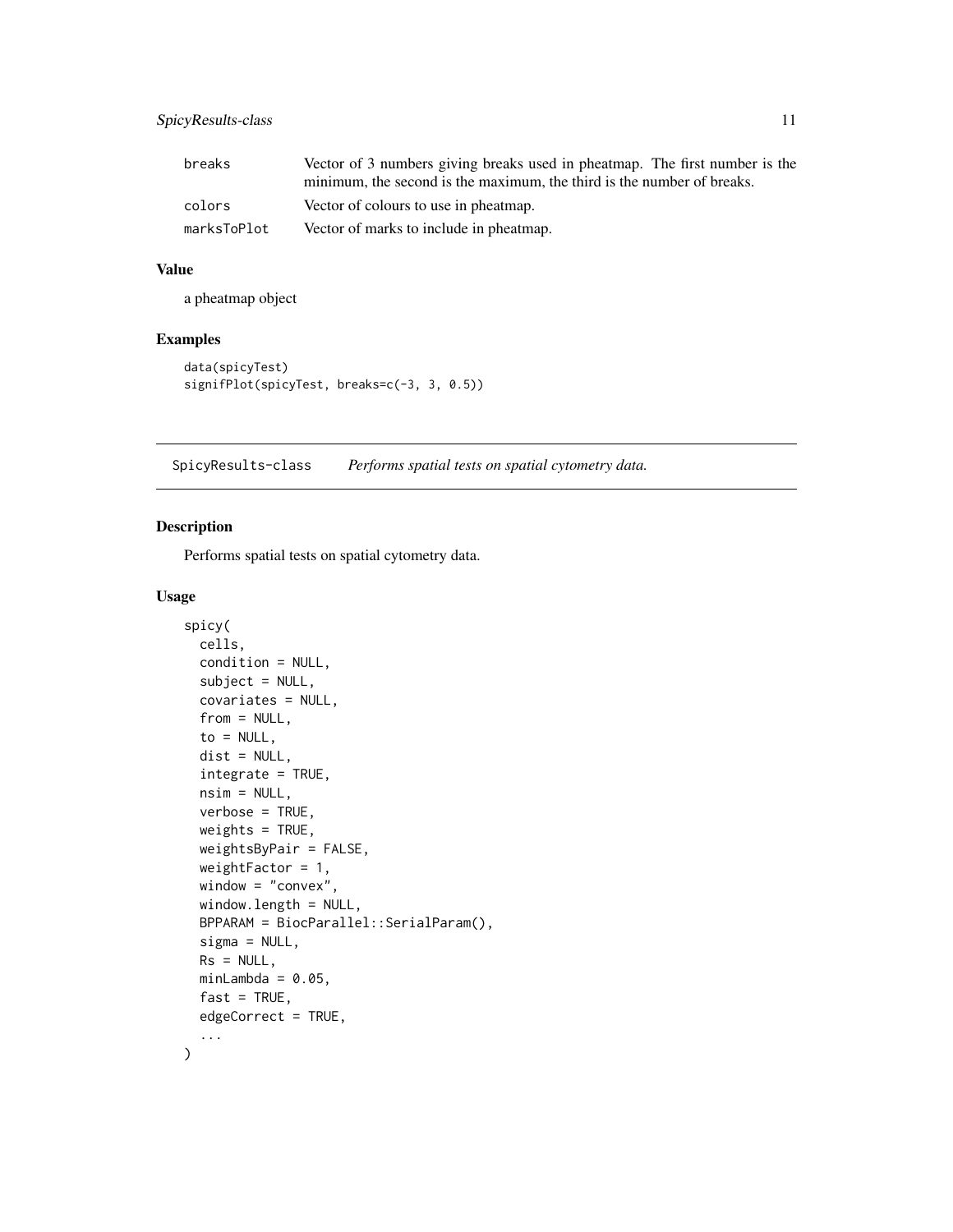| | |
|---|---|
| breaks | Vector of 3 numbers giving breaks used in pheatmap. The first number is the minimum, the second is the maximum, the third is the number of breaks. |
| colors | Vector of colours to use in pheatmap. |
| marksToPlot | Vector of marks to include in pheatmap. |

### Value

a pheatmap object

### Examples

```
data(spicyTest)
signifPlot(spicyTest, breaks=c(-3, 3, 0.5))
```

---

## SpicyResults-class *Performs spatial tests on spatial cytometry data.*

---

### Description

Performs spatial tests on spatial cytometry data.

### Usage

```
spicy(
  cells,
  condition = NULL,
  subject = NULL,
  covariates = NULL,
  from = NULL,
  to = NULL,
  dist = NULL,
  integrate = TRUE,
  nsim = NULL,
  verbose = TRUE,
  weights = TRUE,
  weightsByPair = FALSE,
  weightFactor = 1,
  window = "convex",
  window.length = NULL,
  BPPARAM = BiocParallel::SerialParam(),
  sigma = NULL,
  Rs = NULL,
  minLambda = 0.05,
  fast = TRUE,
  edgeCorrect = TRUE,
  ...
)
```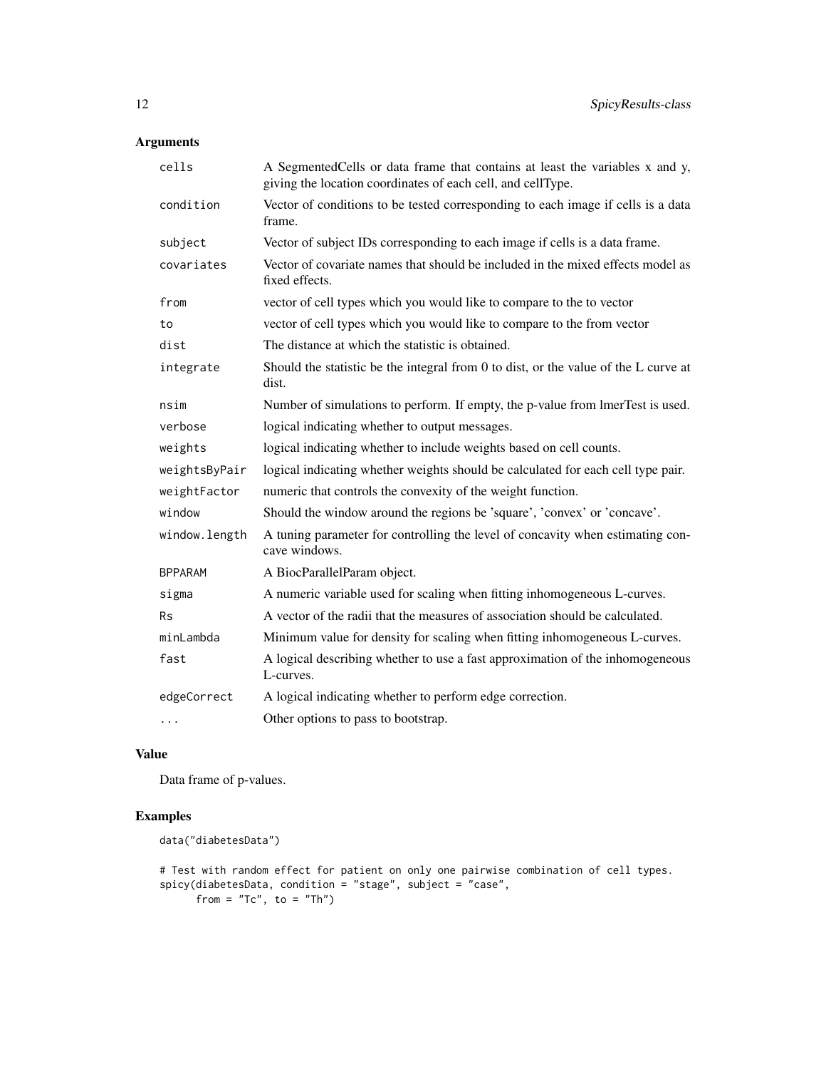## Arguments

| | |
|---|---|
| cells | A SegmentedCells or data frame that contains at least the variables x and y, giving the location coordinates of each cell, and cellType. |
| condition | Vector of conditions to be tested corresponding to each image if cells is a data frame. |
| subject | Vector of subject IDs corresponding to each image if cells is a data frame. |
| covariates | Vector of covariate names that should be included in the mixed effects model as fixed effects. |
| from | vector of cell types which you would like to compare to the to vector |
| to | vector of cell types which you would like to compare to the from vector |
| dist | The distance at which the statistic is obtained. |
| integrate | Should the statistic be the integral from 0 to dist, or the value of the L curve at dist. |
| nsim | Number of simulations to perform. If empty, the p-value from lmerTest is used. |
| verbose | logical indicating whether to output messages. |
| weights | logical indicating whether to include weights based on cell counts. |
| weightsByPair | logical indicating whether weights should be calculated for each cell type pair. |
| weightFactor | numeric that controls the convexity of the weight function. |
| window | Should the window around the regions be 'square', 'convex' or 'concave'. |
| window.length | A tuning parameter for controlling the level of concavity when estimating concave windows. |
| BPPARAM | A BiocParallelParam object. |
| sigma | A numeric variable used for scaling when fitting inhomogeneous L-curves. |
| Rs | A vector of the radii that the measures of association should be calculated. |
| minLambda | Minimum value for density for scaling when fitting inhomogeneous L-curves. |
| fast | A logical describing whether to use a fast approximation of the inhomogeneous L-curves. |
| edgeCorrect | A logical indicating whether to perform edge correction. |
| ... | Other options to pass to bootstrap. |

## Value

Data frame of p-values.

## Examples

```
data("diabetesData")

# Test with random effect for patient on only one pairwise combination of cell types.
spicy(diabetesData, condition = "stage", subject = "case",
      from = "Tc", to = "Th")
```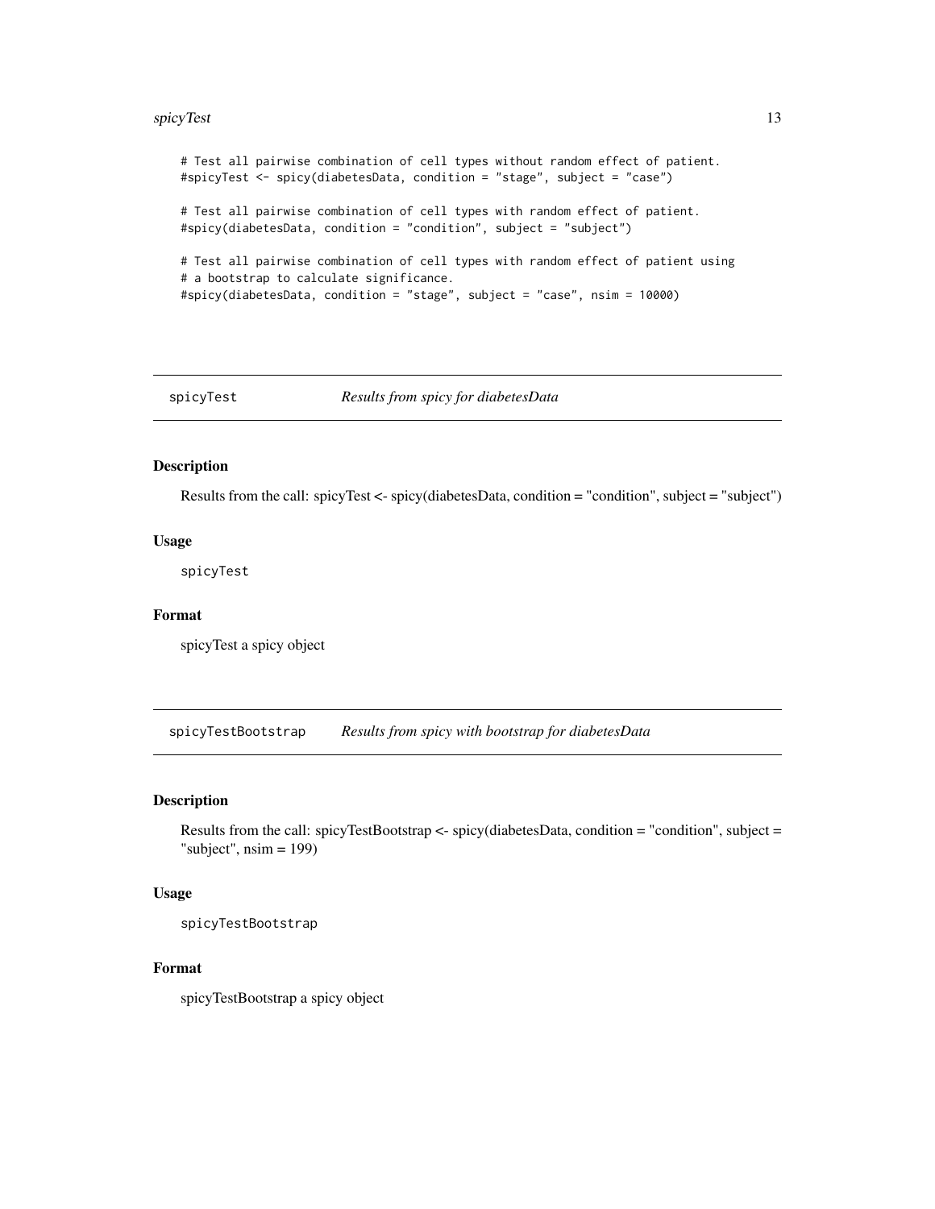```
# Test all pairwise combination of cell types without random effect of patient.
#spicyTest <- spicy(diabetesData, condition = "stage", subject = "case")

# Test all pairwise combination of cell types with random effect of patient.
#spicy(diabetesData, condition = "condition", subject = "subject")

# Test all pairwise combination of cell types with random effect of patient using
# a bootstrap to calculate significance.
#spicy(diabetesData, condition = "stage", subject = "case", nsim = 10000)
```

---

## spicyTest — *Results from spicy for diabetesData*

### Description

Results from the call: spicyTest <- spicy(diabetesData, condition = "condition", subject = "subject")

### Usage

```
spicyTest
```

### Format

spicyTest a spicy object

---

## spicyTestBootstrap — *Results from spicy with bootstrap for diabetesData*

### Description

Results from the call: spicyTestBootstrap <- spicy(diabetesData, condition = "condition", subject = "subject", nsim = 199)

### Usage

```
spicyTestBootstrap
```

### Format

spicyTestBootstrap a spicy object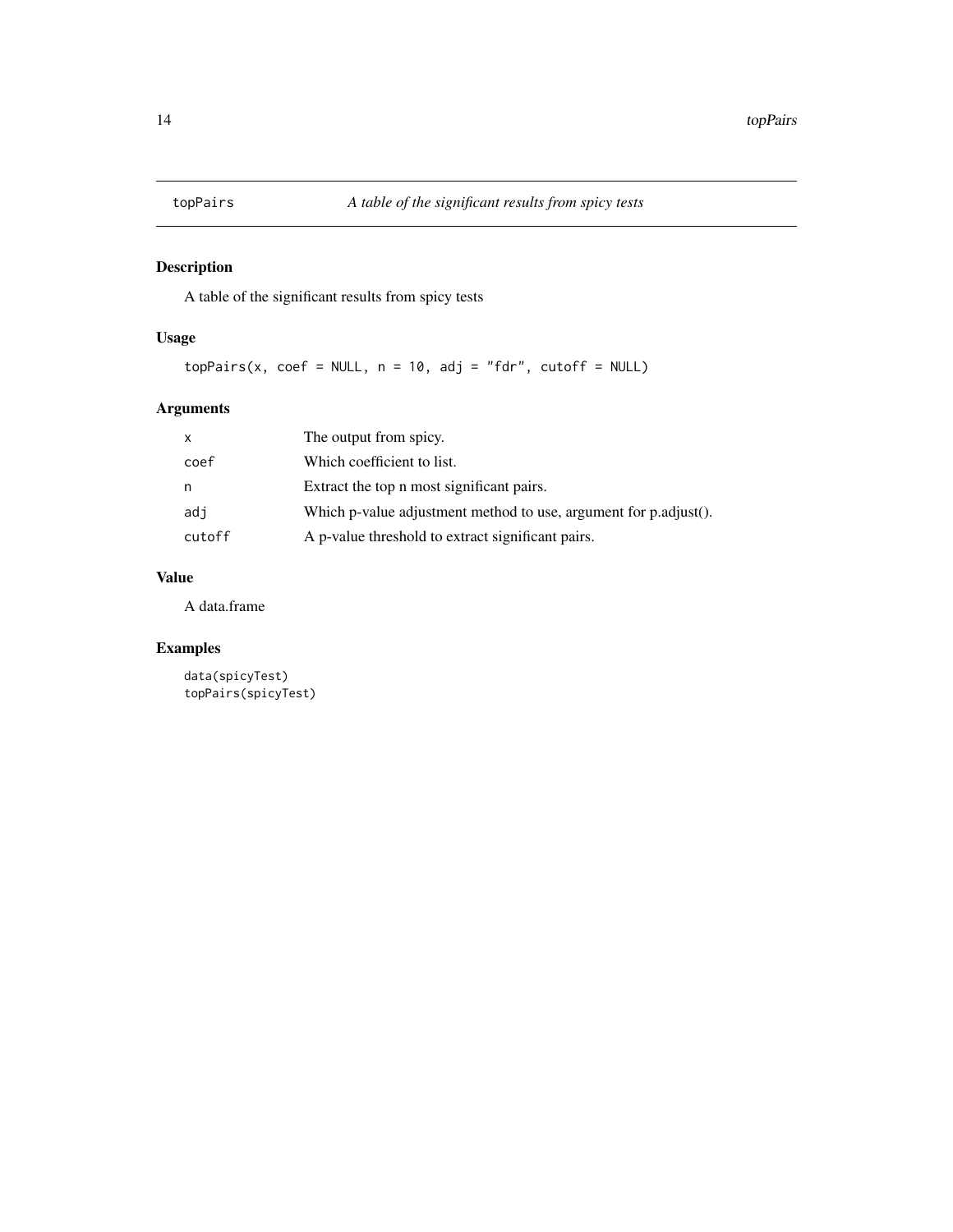## topPairs — *A table of the significant results from spicy tests*

### Description

A table of the significant results from spicy tests

### Usage

```
topPairs(x, coef = NULL, n = 10, adj = "fdr", cutoff = NULL)
```

### Arguments

| | |
|---|---|
| `x` | The output from spicy. |
| `coef` | Which coefficient to list. |
| `n` | Extract the top n most significant pairs. |
| `adj` | Which p-value adjustment method to use, argument for p.adjust(). |
| `cutoff` | A p-value threshold to extract significant pairs. |

### Value

A data.frame

### Examples

```
data(spicyTest)
topPairs(spicyTest)
```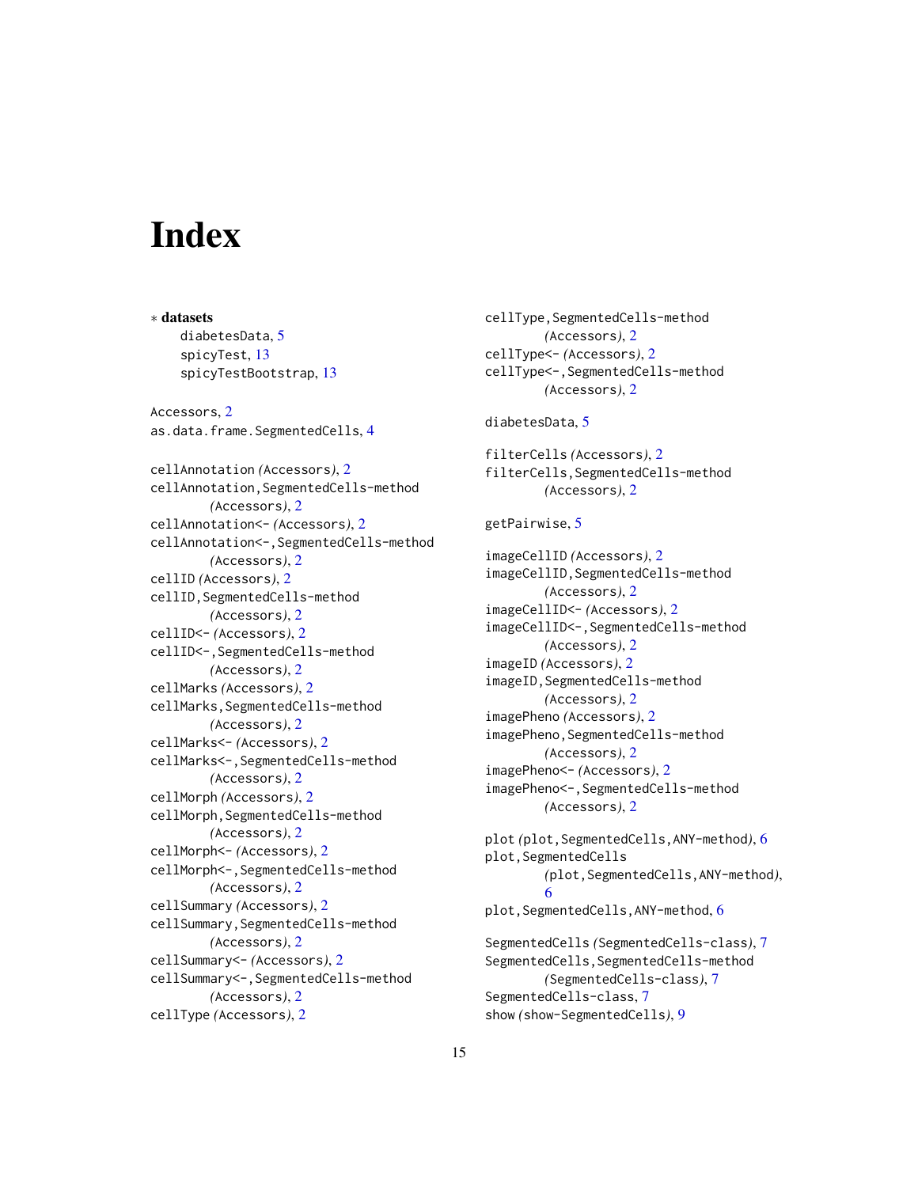# Index

∗ **datasets**
diabetesData, 5
spicyTest, 13
spicyTestBootstrap, 13

Accessors, 2
as.data.frame.SegmentedCells, 4

cellAnnotation *(Accessors)*, 2
cellAnnotation,SegmentedCells-method *(Accessors)*, 2
cellAnnotation<- *(Accessors)*, 2
cellAnnotation<-,SegmentedCells-method *(Accessors)*, 2
cellID *(Accessors)*, 2
cellID,SegmentedCells-method *(Accessors)*, 2
cellID<- *(Accessors)*, 2
cellID<-,SegmentedCells-method *(Accessors)*, 2
cellMarks *(Accessors)*, 2
cellMarks,SegmentedCells-method *(Accessors)*, 2
cellMarks<- *(Accessors)*, 2
cellMarks<-,SegmentedCells-method *(Accessors)*, 2
cellMorph *(Accessors)*, 2
cellMorph,SegmentedCells-method *(Accessors)*, 2
cellMorph<- *(Accessors)*, 2
cellMorph<-,SegmentedCells-method *(Accessors)*, 2
cellSummary *(Accessors)*, 2
cellSummary,SegmentedCells-method *(Accessors)*, 2
cellSummary<- *(Accessors)*, 2
cellSummary<-,SegmentedCells-method *(Accessors)*, 2
cellType *(Accessors)*, 2
cellType,SegmentedCells-method *(Accessors)*, 2
cellType<- *(Accessors)*, 2
cellType<-,SegmentedCells-method *(Accessors)*, 2

diabetesData, 5

filterCells *(Accessors)*, 2
filterCells,SegmentedCells-method *(Accessors)*, 2

getPairwise, 5

imageCellID *(Accessors)*, 2
imageCellID,SegmentedCells-method *(Accessors)*, 2
imageCellID<- *(Accessors)*, 2
imageCellID<-,SegmentedCells-method *(Accessors)*, 2
imageID *(Accessors)*, 2
imageID,SegmentedCells-method *(Accessors)*, 2
imagePheno *(Accessors)*, 2
imagePheno,SegmentedCells-method *(Accessors)*, 2
imagePheno<- *(Accessors)*, 2
imagePheno<-,SegmentedCells-method *(Accessors)*, 2

plot *(plot,SegmentedCells,ANY-method)*, 6
plot,SegmentedCells *(plot,SegmentedCells,ANY-method)*, 6
plot,SegmentedCells,ANY-method, 6

SegmentedCells *(SegmentedCells-class)*, 7
SegmentedCells,SegmentedCells-method *(SegmentedCells-class)*, 7
SegmentedCells-class, 7
show *(show-SegmentedCells)*, 9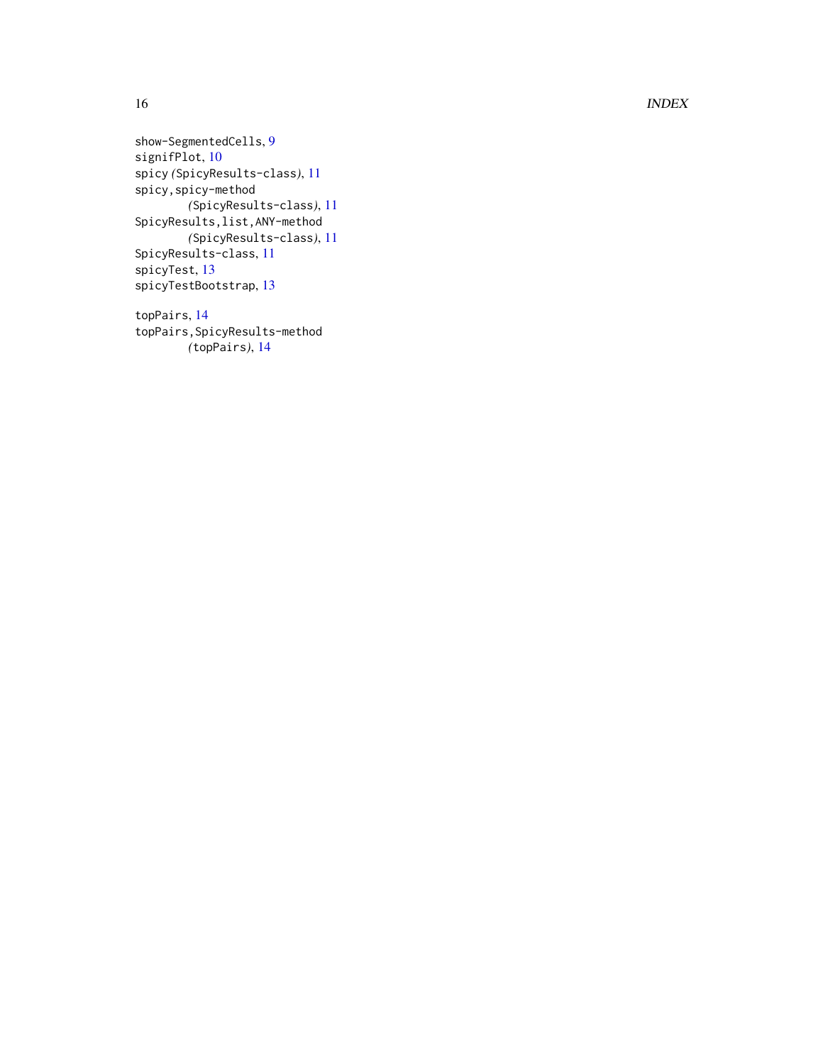show-SegmentedCells, 9
signifPlot, 10
spicy *(*SpicyResults-class*)*, 11
spicy,spicy-method
  *(*SpicyResults-class*)*, 11
SpicyResults,list,ANY-method
  *(*SpicyResults-class*)*, 11
SpicyResults-class, 11
spicyTest, 13
spicyTestBootstrap, 13

topPairs, 14
topPairs,SpicyResults-method
  *(*topPairs*)*, 14